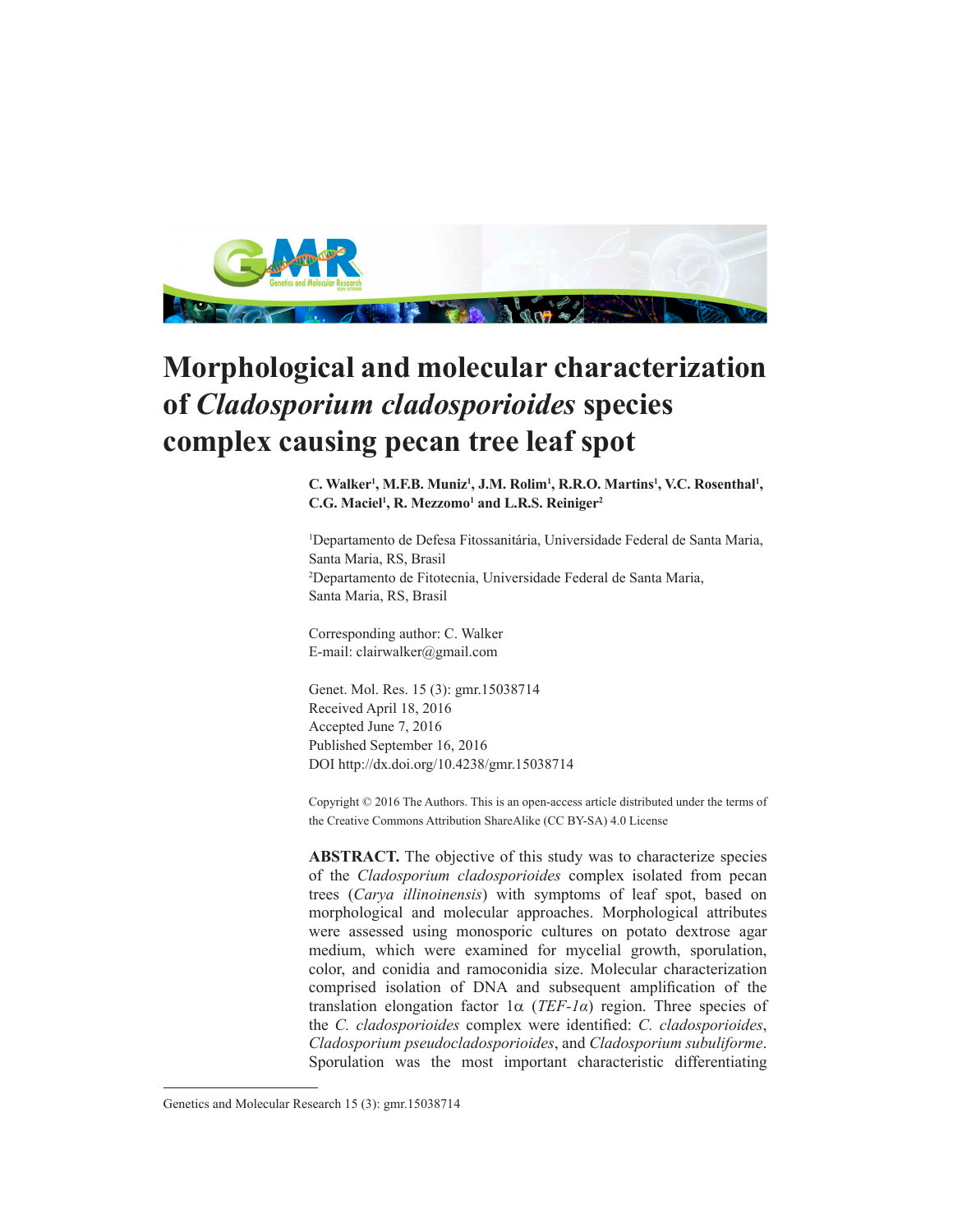# Morphological and molecular characterization of *Cladosporium cladosporioides* species complex causing pecan tree leaf spot

**C. Walker[1], M.F.B. Muniz[1], J.M. Rolim[1], R.R.O. Martins[1], V.C. Rosenthal[1], C.G. Maciel[1], R. Mezzomo[1] and L.R.S. Reiniger[2]**

[1]Departamento de Defesa Fitossanitária, Universidade Federal de Santa Maria, Santa Maria, RS, Brasil
[2]Departamento de Fitotecnia, Universidade Federal de Santa Maria, Santa Maria, RS, Brasil

Corresponding author: C. Walker
E-mail: clairwalker@gmail.com

Genet. Mol. Res. 15 (3): gmr.15038714
Received April 18, 2016
Accepted June 7, 2016
Published September 16, 2016
DOI http://dx.doi.org/10.4238/gmr.15038714

Copyright © 2016 The Authors. This is an open-access article distributed under the terms of the Creative Commons Attribution ShareAlike (CC BY-SA) 4.0 License

**ABSTRACT.** The objective of this study was to characterize species of the *Cladosporium cladosporioides* complex isolated from pecan trees (*Carya illinoinensis*) with symptoms of leaf spot, based on morphological and molecular approaches. Morphological attributes were assessed using monosporic cultures on potato dextrose agar medium, which were examined for mycelial growth, sporulation, color, and conidia and ramoconidia size. Molecular characterization comprised isolation of DNA and subsequent amplification of the translation elongation factor 1α (*TEF-1α*) region. Three species of the *C. cladosporioides* complex were identified: *C. cladosporioides*, *Cladosporium pseudocladosporioides*, and *Cladosporium subuliforme*. Sporulation was the most important characteristic differentiating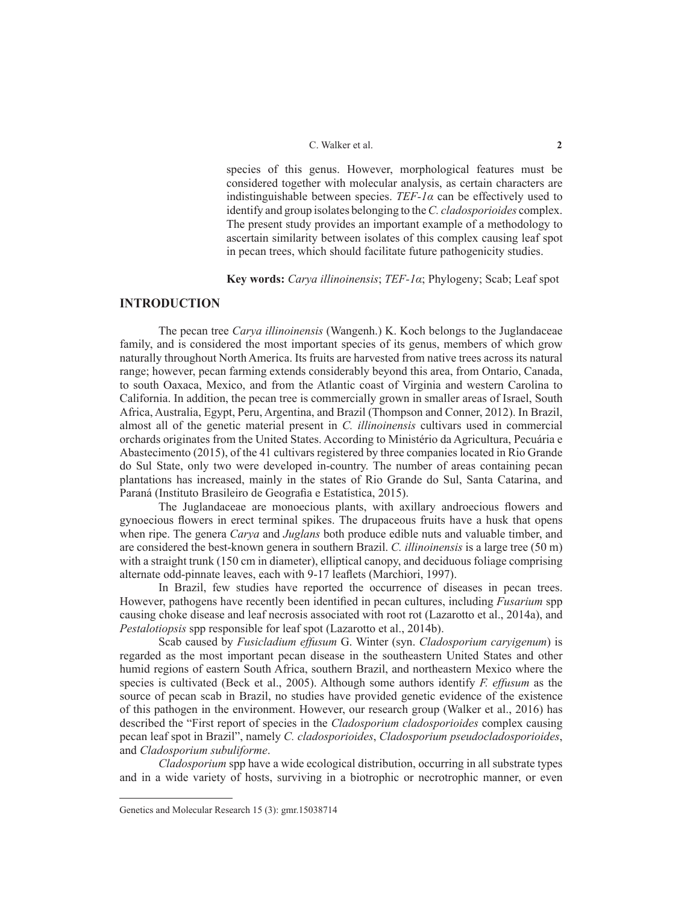species of this genus. However, morphological features must be considered together with molecular analysis, as certain characters are indistinguishable between species. *TEF-1α* can be effectively used to identify and group isolates belonging to the *C. cladosporioides* complex. The present study provides an important example of a methodology to ascertain similarity between isolates of this complex causing leaf spot in pecan trees, which should facilitate future pathogenicity studies.

**Key words:** *Carya illinoinensis*; *TEF-1α*; Phylogeny; Scab; Leaf spot

## INTRODUCTION

The pecan tree *Carya illinoinensis* (Wangenh.) K. Koch belongs to the Juglandaceae family, and is considered the most important species of its genus, members of which grow naturally throughout North America. Its fruits are harvested from native trees across its natural range; however, pecan farming extends considerably beyond this area, from Ontario, Canada, to south Oaxaca, Mexico, and from the Atlantic coast of Virginia and western Carolina to California. In addition, the pecan tree is commercially grown in smaller areas of Israel, South Africa, Australia, Egypt, Peru, Argentina, and Brazil (Thompson and Conner, 2012). In Brazil, almost all of the genetic material present in *C. illinoinensis* cultivars used in commercial orchards originates from the United States. According to Ministério da Agricultura, Pecuária e Abastecimento (2015), of the 41 cultivars registered by three companies located in Rio Grande do Sul State, only two were developed in-country. The number of areas containing pecan plantations has increased, mainly in the states of Rio Grande do Sul, Santa Catarina, and Paraná (Instituto Brasileiro de Geografia e Estatística, 2015).

The Juglandaceae are monoecious plants, with axillary androecious flowers and gynoecious flowers in erect terminal spikes. The drupaceous fruits have a husk that opens when ripe. The genera *Carya* and *Juglans* both produce edible nuts and valuable timber, and are considered the best-known genera in southern Brazil. *C. illinoinensis* is a large tree (50 m) with a straight trunk (150 cm in diameter), elliptical canopy, and deciduous foliage comprising alternate odd-pinnate leaves, each with 9-17 leaflets (Marchiori, 1997).

In Brazil, few studies have reported the occurrence of diseases in pecan trees. However, pathogens have recently been identified in pecan cultures, including *Fusarium* spp causing choke disease and leaf necrosis associated with root rot (Lazarotto et al., 2014a), and *Pestalotiopsis* spp responsible for leaf spot (Lazarotto et al., 2014b).

Scab caused by *Fusicladium effusum* G. Winter (syn. *Cladosporium caryigenum*) is regarded as the most important pecan disease in the southeastern United States and other humid regions of eastern South Africa, southern Brazil, and northeastern Mexico where the species is cultivated (Beck et al., 2005). Although some authors identify *F. effusum* as the source of pecan scab in Brazil, no studies have provided genetic evidence of the existence of this pathogen in the environment. However, our research group (Walker et al., 2016) has described the "First report of species in the *Cladosporium cladosporioides* complex causing pecan leaf spot in Brazil", namely *C. cladosporioides*, *Cladosporium pseudocladosporioides*, and *Cladosporium subuliforme*.

*Cladosporium* spp have a wide ecological distribution, occurring in all substrate types and in a wide variety of hosts, surviving in a biotrophic or necrotrophic manner, or even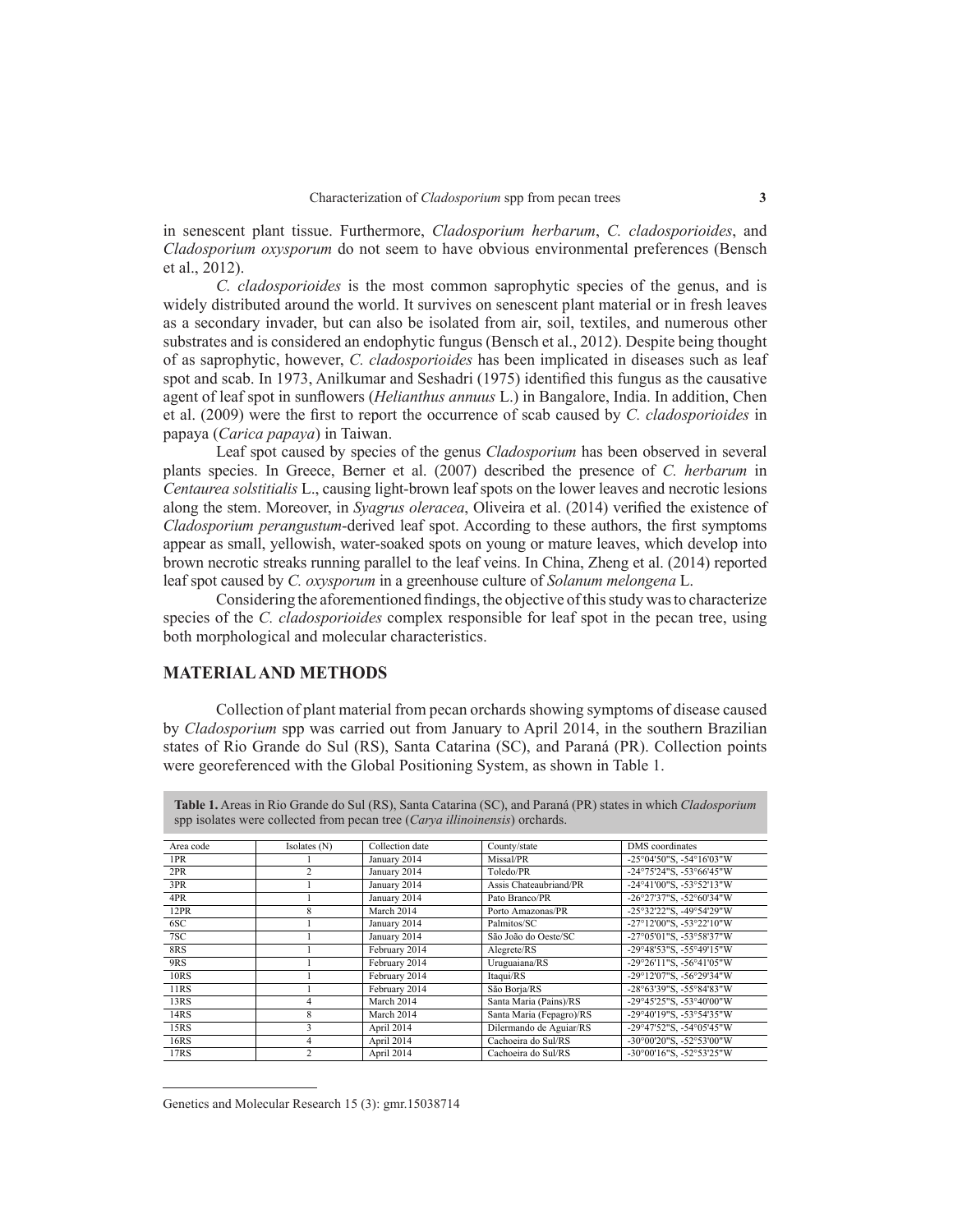in senescent plant tissue. Furthermore, *Cladosporium herbarum*, *C. cladosporioides*, and *Cladosporium oxysporum* do not seem to have obvious environmental preferences (Bensch et al., 2012).

*C. cladosporioides* is the most common saprophytic species of the genus, and is widely distributed around the world. It survives on senescent plant material or in fresh leaves as a secondary invader, but can also be isolated from air, soil, textiles, and numerous other substrates and is considered an endophytic fungus (Bensch et al., 2012). Despite being thought of as saprophytic, however, *C. cladosporioides* has been implicated in diseases such as leaf spot and scab. In 1973, Anilkumar and Seshadri (1975) identified this fungus as the causative agent of leaf spot in sunflowers (*Helianthus annuus* L.) in Bangalore, India. In addition, Chen et al. (2009) were the first to report the occurrence of scab caused by *C. cladosporioides* in papaya (*Carica papaya*) in Taiwan.

Leaf spot caused by species of the genus *Cladosporium* has been observed in several plants species. In Greece, Berner et al. (2007) described the presence of *C. herbarum* in *Centaurea solstitialis* L., causing light-brown leaf spots on the lower leaves and necrotic lesions along the stem. Moreover, in *Syagrus oleracea*, Oliveira et al. (2014) verified the existence of *Cladosporium perangustum*-derived leaf spot. According to these authors, the first symptoms appear as small, yellowish, water-soaked spots on young or mature leaves, which develop into brown necrotic streaks running parallel to the leaf veins. In China, Zheng et al. (2014) reported leaf spot caused by *C. oxysporum* in a greenhouse culture of *Solanum melongena* L.

Considering the aforementioned findings, the objective of this study was to characterize species of the *C. cladosporioides* complex responsible for leaf spot in the pecan tree, using both morphological and molecular characteristics.

## MATERIAL AND METHODS

Collection of plant material from pecan orchards showing symptoms of disease caused by *Cladosporium* spp was carried out from January to April 2014, in the southern Brazilian states of Rio Grande do Sul (RS), Santa Catarina (SC), and Paraná (PR). Collection points were georeferenced with the Global Positioning System, as shown in Table 1.

**Table 1.** Areas in Rio Grande do Sul (RS), Santa Catarina (SC), and Paraná (PR) states in which *Cladosporium* spp isolates were collected from pecan tree (*Carya illinoinensis*) orchards.

| Area code | Isolates (N) | Collection date | County/state | DMS coordinates |
|---|---|---|---|---|
| 1PR | 1 | January 2014 | Missal/PR | -25°04'50"S, -54°16'03"W |
| 2PR | 2 | January 2014 | Toledo/PR | -24°75'24"S, -53°66'45"W |
| 3PR | 1 | January 2014 | Assis Chateaubriand/PR | -24°41'00"S, -53°52'13"W |
| 4PR | 1 | January 2014 | Pato Branco/PR | -26°27'37"S, -52°60'34"W |
| 12PR | 8 | March 2014 | Porto Amazonas/PR | -25°32'22"S, -49°54'29"W |
| 6SC | 1 | January 2014 | Palmitos/SC | -27°12'00"S, -53°22'10"W |
| 7SC | 1 | January 2014 | São João do Oeste/SC | -27°05'01"S, -53°58'37"W |
| 8RS | 1 | February 2014 | Alegrete/RS | -29°48'53"S, -55°49'15"W |
| 9RS | 1 | February 2014 | Uruguaiana/RS | -29°26'11"S, -56°41'05"W |
| 10RS | 1 | February 2014 | Itaqui/RS | -29°12'07"S, -56°29'34"W |
| 11RS | 1 | February 2014 | São Borja/RS | -28°63'39"S, -55°84'83"W |
| 13RS | 4 | March 2014 | Santa Maria (Pains)/RS | -29°45'25"S, -53°40'00"W |
| 14RS | 8 | March 2014 | Santa Maria (Fepagro)/RS | -29°40'19"S, -53°54'35"W |
| 15RS | 3 | April 2014 | Dilermando de Aguiar/RS | -29°47'52"S, -54°05'45"W |
| 16RS | 4 | April 2014 | Cachoeira do Sul/RS | -30°00'20"S, -52°53'00"W |
| 17RS | 2 | April 2014 | Cachoeira do Sul/RS | -30°00'16"S, -52°53'25"W |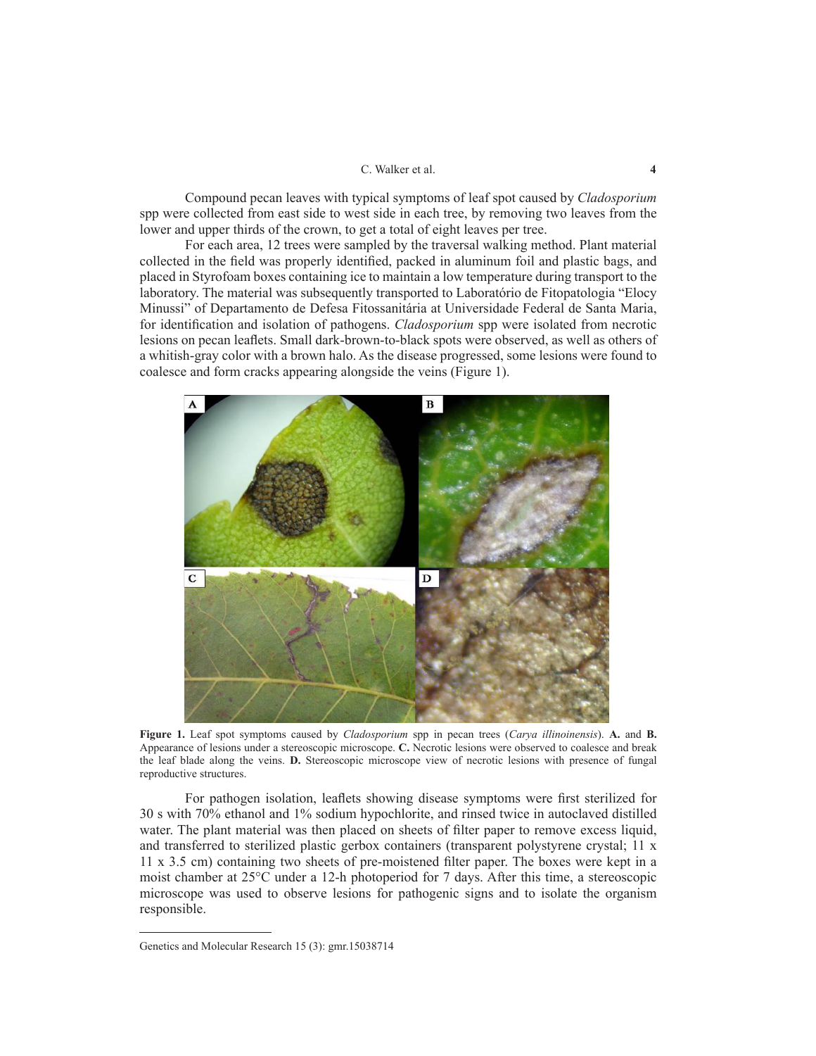Compound pecan leaves with typical symptoms of leaf spot caused by *Cladosporium* spp were collected from east side to west side in each tree, by removing two leaves from the lower and upper thirds of the crown, to get a total of eight leaves per tree.

For each area, 12 trees were sampled by the traversal walking method. Plant material collected in the field was properly identified, packed in aluminum foil and plastic bags, and placed in Styrofoam boxes containing ice to maintain a low temperature during transport to the laboratory. The material was subsequently transported to Laboratório de Fitopatologia "Elocy Minussi" of Departamento de Defesa Fitossanitária at Universidade Federal de Santa Maria, for identification and isolation of pathogens. *Cladosporium* spp were isolated from necrotic lesions on pecan leaflets. Small dark-brown-to-black spots were observed, as well as others of a whitish-gray color with a brown halo. As the disease progressed, some lesions were found to coalesce and form cracks appearing alongside the veins (Figure 1).

**Figure 1.** Leaf spot symptoms caused by *Cladosporium* spp in pecan trees (*Carya illinoinensis*). **A.** and **B.** Appearance of lesions under a stereoscopic microscope. **C.** Necrotic lesions were observed to coalesce and break the leaf blade along the veins. **D.** Stereoscopic microscope view of necrotic lesions with presence of fungal reproductive structures.

For pathogen isolation, leaflets showing disease symptoms were first sterilized for 30 s with 70% ethanol and 1% sodium hypochlorite, and rinsed twice in autoclaved distilled water. The plant material was then placed on sheets of filter paper to remove excess liquid, and transferred to sterilized plastic gerbox containers (transparent polystyrene crystal; 11 x 11 x 3.5 cm) containing two sheets of pre-moistened filter paper. The boxes were kept in a moist chamber at 25°C under a 12-h photoperiod for 7 days. After this time, a stereoscopic microscope was used to observe lesions for pathogenic signs and to isolate the organism responsible.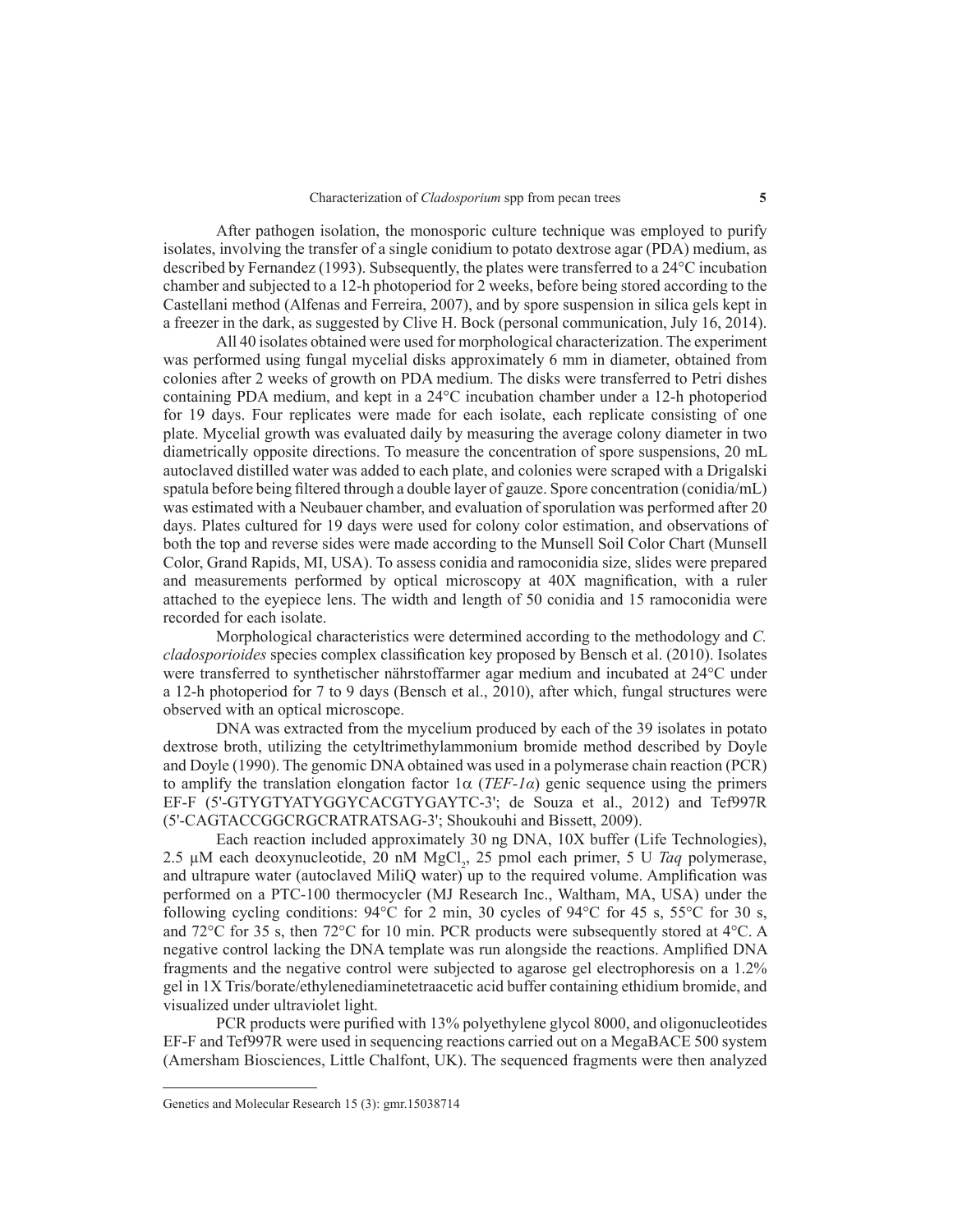After pathogen isolation, the monosporic culture technique was employed to purify isolates, involving the transfer of a single conidium to potato dextrose agar (PDA) medium, as described by Fernandez (1993). Subsequently, the plates were transferred to a 24°C incubation chamber and subjected to a 12-h photoperiod for 2 weeks, before being stored according to the Castellani method (Alfenas and Ferreira, 2007), and by spore suspension in silica gels kept in a freezer in the dark, as suggested by Clive H. Bock (personal communication, July 16, 2014).

All 40 isolates obtained were used for morphological characterization. The experiment was performed using fungal mycelial disks approximately 6 mm in diameter, obtained from colonies after 2 weeks of growth on PDA medium. The disks were transferred to Petri dishes containing PDA medium, and kept in a 24°C incubation chamber under a 12-h photoperiod for 19 days. Four replicates were made for each isolate, each replicate consisting of one plate. Mycelial growth was evaluated daily by measuring the average colony diameter in two diametrically opposite directions. To measure the concentration of spore suspensions, 20 mL autoclaved distilled water was added to each plate, and colonies were scraped with a Drigalski spatula before being filtered through a double layer of gauze. Spore concentration (conidia/mL) was estimated with a Neubauer chamber, and evaluation of sporulation was performed after 20 days. Plates cultured for 19 days were used for colony color estimation, and observations of both the top and reverse sides were made according to the Munsell Soil Color Chart (Munsell Color, Grand Rapids, MI, USA). To assess conidia and ramoconidia size, slides were prepared and measurements performed by optical microscopy at 40X magnification, with a ruler attached to the eyepiece lens. The width and length of 50 conidia and 15 ramoconidia were recorded for each isolate.

Morphological characteristics were determined according to the methodology and *C. cladosporioides* species complex classification key proposed by Bensch et al. (2010). Isolates were transferred to synthetischer nährstoffarmer agar medium and incubated at 24°C under a 12-h photoperiod for 7 to 9 days (Bensch et al., 2010), after which, fungal structures were observed with an optical microscope.

DNA was extracted from the mycelium produced by each of the 39 isolates in potato dextrose broth, utilizing the cetyltrimethylammonium bromide method described by Doyle and Doyle (1990). The genomic DNA obtained was used in a polymerase chain reaction (PCR) to amplify the translation elongation factor 1α (*TEF-1α*) genic sequence using the primers EF-F (5'-GTYGTYATYGGYCACGTYGAYTC-3'; de Souza et al., 2012) and Tef997R (5'-CAGTACCGGCRGCRATRATSAG-3'; Shoukouhi and Bissett, 2009).

Each reaction included approximately 30 ng DNA, 10X buffer (Life Technologies), 2.5 µM each deoxynucleotide, 20 nM $MgCl_2$, 25 pmol each primer, 5 U *Taq* polymerase, and ultrapure water (autoclaved MiliQ water) up to the required volume. Amplification was performed on a PTC-100 thermocycler (MJ Research Inc., Waltham, MA, USA) under the following cycling conditions: 94°C for 2 min, 30 cycles of 94°C for 45 s, 55°C for 30 s, and 72°C for 35 s, then 72°C for 10 min. PCR products were subsequently stored at 4°C. A negative control lacking the DNA template was run alongside the reactions. Amplified DNA fragments and the negative control were subjected to agarose gel electrophoresis on a 1.2% gel in 1X Tris/borate/ethylenediaminetetraacetic acid buffer containing ethidium bromide, and visualized under ultraviolet light.

PCR products were purified with 13% polyethylene glycol 8000, and oligonucleotides EF-F and Tef997R were used in sequencing reactions carried out on a MegaBACE 500 system (Amersham Biosciences, Little Chalfont, UK). The sequenced fragments were then analyzed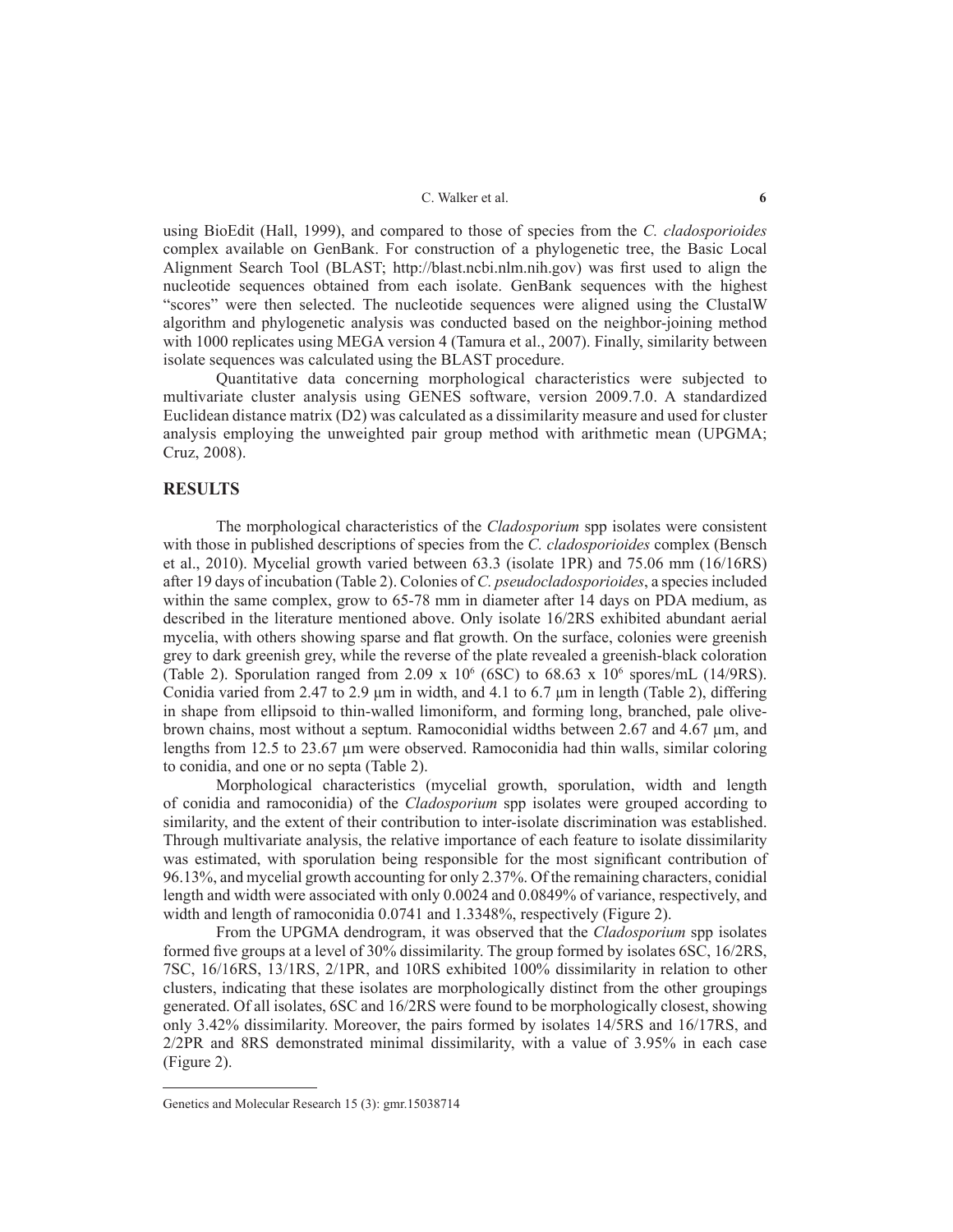using BioEdit (Hall, 1999), and compared to those of species from the *C. cladosporioides* complex available on GenBank. For construction of a phylogenetic tree, the Basic Local Alignment Search Tool (BLAST; http://blast.ncbi.nlm.nih.gov) was first used to align the nucleotide sequences obtained from each isolate. GenBank sequences with the highest "scores" were then selected. The nucleotide sequences were aligned using the ClustalW algorithm and phylogenetic analysis was conducted based on the neighbor-joining method with 1000 replicates using MEGA version 4 (Tamura et al., 2007). Finally, similarity between isolate sequences was calculated using the BLAST procedure.

Quantitative data concerning morphological characteristics were subjected to multivariate cluster analysis using GENES software, version 2009.7.0. A standardized Euclidean distance matrix (D2) was calculated as a dissimilarity measure and used for cluster analysis employing the unweighted pair group method with arithmetic mean (UPGMA; Cruz, 2008).

## RESULTS

The morphological characteristics of the *Cladosporium* spp isolates were consistent with those in published descriptions of species from the *C. cladosporioides* complex (Bensch et al., 2010). Mycelial growth varied between 63.3 (isolate 1PR) and 75.06 mm (16/16RS) after 19 days of incubation (Table 2). Colonies of *C. pseudocladosporioides*, a species included within the same complex, grow to 65-78 mm in diameter after 14 days on PDA medium, as described in the literature mentioned above. Only isolate 16/2RS exhibited abundant aerial mycelia, with others showing sparse and flat growth. On the surface, colonies were greenish grey to dark greenish grey, while the reverse of the plate revealed a greenish-black coloration (Table 2). Sporulation ranged from 2.09 x $10^6$ (6SC) to 68.63 x $10^6$ spores/mL (14/9RS). Conidia varied from 2.47 to 2.9 µm in width, and 4.1 to 6.7 µm in length (Table 2), differing in shape from ellipsoid to thin-walled limoniform, and forming long, branched, pale olive-brown chains, most without a septum. Ramoconidial widths between 2.67 and 4.67 µm, and lengths from 12.5 to 23.67 µm were observed. Ramoconidia had thin walls, similar coloring to conidia, and one or no septa (Table 2).

Morphological characteristics (mycelial growth, sporulation, width and length of conidia and ramoconidia) of the *Cladosporium* spp isolates were grouped according to similarity, and the extent of their contribution to inter-isolate discrimination was established. Through multivariate analysis, the relative importance of each feature to isolate dissimilarity was estimated, with sporulation being responsible for the most significant contribution of 96.13%, and mycelial growth accounting for only 2.37%. Of the remaining characters, conidial length and width were associated with only 0.0024 and 0.0849% of variance, respectively, and width and length of ramoconidia 0.0741 and 1.3348%, respectively (Figure 2).

From the UPGMA dendrogram, it was observed that the *Cladosporium* spp isolates formed five groups at a level of 30% dissimilarity. The group formed by isolates 6SC, 16/2RS, 7SC, 16/16RS, 13/1RS, 2/1PR, and 10RS exhibited 100% dissimilarity in relation to other clusters, indicating that these isolates are morphologically distinct from the other groupings generated. Of all isolates, 6SC and 16/2RS were found to be morphologically closest, showing only 3.42% dissimilarity. Moreover, the pairs formed by isolates 14/5RS and 16/17RS, and 2/2PR and 8RS demonstrated minimal dissimilarity, with a value of 3.95% in each case (Figure 2).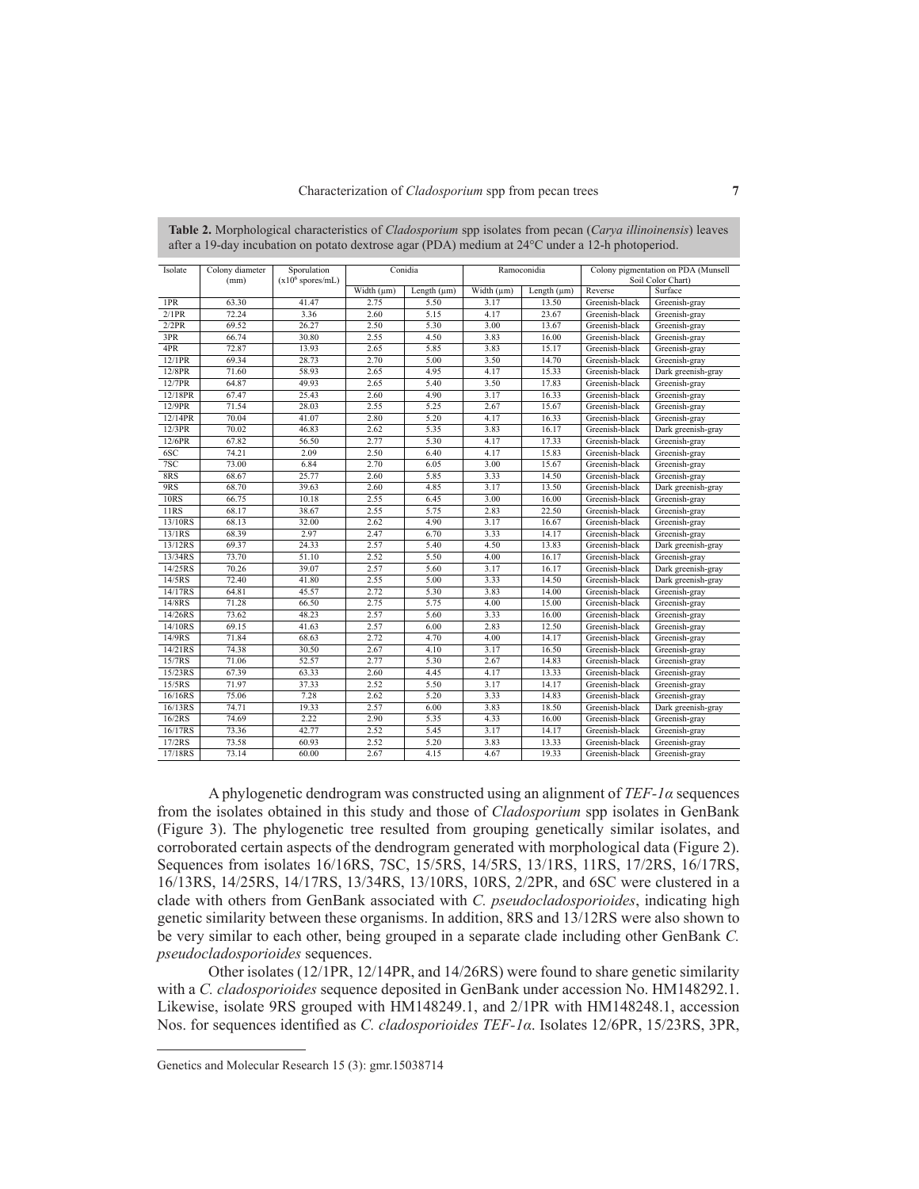**Table 2.** Morphological characteristics of *Cladosporium* spp isolates from pecan (*Carya illinoinensis*) leaves after a 19-day incubation on potato dextrose agar (PDA) medium at 24°C under a 12-h photoperiod.

| Isolate | Colony diameter (mm) | Sporulation ($x10^6$ spores/mL) | Conidia | | Ramoconidia | | Colony pigmentation on PDA (Munsell Soil Color Chart) | |
|---|---|---|---|---|---|---|---|---|
| | | | Width (μm) | Length (μm) | Width (μm) | Length (μm) | Reverse | Surface |
| 1PR | 63.30 | 41.47 | 2.75 | 5.50 | 3.17 | 13.50 | Greenish-black | Greenish-gray |
| 2/1PR | 72.24 | 3.36 | 2.60 | 5.15 | 4.17 | 23.67 | Greenish-black | Greenish-gray |
| 2/2PR | 69.52 | 26.27 | 2.50 | 5.30 | 3.00 | 13.67 | Greenish-black | Greenish-gray |
| 3PR | 66.74 | 30.80 | 2.55 | 4.50 | 3.83 | 16.00 | Greenish-black | Greenish-gray |
| 4PR | 72.87 | 13.93 | 2.65 | 5.85 | 3.83 | 15.17 | Greenish-black | Greenish-gray |
| 12/1PR | 69.34 | 28.73 | 2.70 | 5.00 | 3.50 | 14.70 | Greenish-black | Greenish-gray |
| 12/8PR | 71.60 | 58.93 | 2.65 | 4.95 | 4.17 | 15.33 | Greenish-black | Dark greenish-gray |
| 12/7PR | 64.87 | 49.93 | 2.65 | 5.40 | 3.50 | 17.83 | Greenish-black | Greenish-gray |
| 12/18PR | 67.47 | 25.43 | 2.60 | 4.90 | 3.17 | 16.33 | Greenish-black | Greenish-gray |
| 12/9PR | 71.54 | 28.03 | 2.55 | 5.25 | 2.67 | 15.67 | Greenish-black | Greenish-gray |
| 12/14PR | 70.04 | 41.07 | 2.80 | 5.20 | 4.17 | 16.33 | Greenish-black | Greenish-gray |
| 12/3PR | 70.02 | 46.83 | 2.62 | 5.35 | 3.83 | 16.17 | Greenish-black | Dark greenish-gray |
| 12/6PR | 67.82 | 56.50 | 2.77 | 5.30 | 4.17 | 17.33 | Greenish-black | Greenish-gray |
| 6SC | 74.21 | 2.09 | 2.50 | 6.40 | 4.17 | 15.83 | Greenish-black | Greenish-gray |
| 7SC | 73.00 | 6.84 | 2.70 | 6.05 | 3.00 | 15.67 | Greenish-black | Greenish-gray |
| 8RS | 68.67 | 25.77 | 2.60 | 5.85 | 3.33 | 14.50 | Greenish-black | Greenish-gray |
| 9RS | 68.70 | 39.63 | 2.60 | 4.85 | 3.17 | 13.50 | Greenish-black | Dark greenish-gray |
| 10RS | 66.75 | 10.18 | 2.55 | 6.45 | 3.00 | 16.00 | Greenish-black | Greenish-gray |
| 11RS | 68.17 | 38.67 | 2.55 | 5.75 | 2.83 | 22.50 | Greenish-black | Greenish-gray |
| 13/10RS | 68.13 | 32.00 | 2.62 | 4.90 | 3.17 | 16.67 | Greenish-black | Greenish-gray |
| 13/1RS | 68.39 | 2.97 | 2.47 | 6.70 | 3.33 | 14.17 | Greenish-black | Greenish-gray |
| 13/12RS | 69.37 | 24.33 | 2.57 | 5.40 | 4.50 | 13.83 | Greenish-black | Dark greenish-gray |
| 13/34RS | 73.70 | 51.10 | 2.52 | 5.50 | 4.00 | 16.17 | Greenish-black | Greenish-gray |
| 14/25RS | 70.26 | 39.07 | 2.57 | 5.60 | 3.17 | 16.17 | Greenish-black | Dark greenish-gray |
| 14/5RS | 72.40 | 41.80 | 2.55 | 5.00 | 3.33 | 14.50 | Greenish-black | Dark greenish-gray |
| 14/17RS | 64.81 | 45.57 | 2.72 | 5.30 | 3.83 | 14.00 | Greenish-black | Greenish-gray |
| 14/8RS | 71.28 | 66.50 | 2.75 | 5.75 | 4.00 | 15.00 | Greenish-black | Greenish-gray |
| 14/26RS | 73.62 | 48.23 | 2.57 | 5.60 | 3.33 | 16.00 | Greenish-black | Greenish-gray |
| 14/10RS | 69.15 | 41.63 | 2.57 | 6.00 | 2.83 | 12.50 | Greenish-black | Greenish-gray |
| 14/9RS | 71.84 | 68.63 | 2.72 | 4.70 | 4.00 | 14.17 | Greenish-black | Greenish-gray |
| 14/21RS | 74.38 | 30.50 | 2.67 | 4.10 | 3.17 | 16.50 | Greenish-black | Greenish-gray |
| 15/7RS | 71.06 | 52.57 | 2.77 | 5.30 | 2.67 | 14.83 | Greenish-black | Greenish-gray |
| 15/23RS | 67.39 | 63.33 | 2.60 | 4.45 | 4.17 | 13.33 | Greenish-black | Greenish-gray |
| 15/5RS | 71.97 | 37.33 | 2.52 | 5.50 | 3.17 | 14.17 | Greenish-black | Greenish-gray |
| 16/16RS | 75.06 | 7.28 | 2.62 | 5.20 | 3.33 | 14.83 | Greenish-black | Greenish-gray |
| 16/13RS | 74.71 | 19.33 | 2.57 | 6.00 | 3.83 | 18.50 | Greenish-black | Dark greenish-gray |
| 16/2RS | 74.69 | 2.22 | 2.90 | 5.35 | 4.33 | 16.00 | Greenish-black | Greenish-gray |
| 16/17RS | 73.36 | 42.77 | 2.52 | 5.45 | 3.17 | 14.17 | Greenish-black | Greenish-gray |
| 17/2RS | 73.58 | 60.93 | 2.52 | 5.20 | 3.83 | 13.33 | Greenish-black | Greenish-gray |
| 17/18RS | 73.14 | 60.00 | 2.67 | 4.15 | 4.67 | 19.33 | Greenish-black | Greenish-gray |

A phylogenetic dendrogram was constructed using an alignment of *TEF-1α* sequences from the isolates obtained in this study and those of *Cladosporium* spp isolates in GenBank (Figure 3). The phylogenetic tree resulted from grouping genetically similar isolates, and corroborated certain aspects of the dendrogram generated with morphological data (Figure 2). Sequences from isolates 16/16RS, 7SC, 15/5RS, 14/5RS, 13/1RS, 11RS, 17/2RS, 16/17RS, 16/13RS, 14/25RS, 14/17RS, 13/34RS, 13/10RS, 10RS, 2/2PR, and 6SC were clustered in a clade with others from GenBank associated with *C. pseudocladosporioides*, indicating high genetic similarity between these organisms. In addition, 8RS and 13/12RS were also shown to be very similar to each other, being grouped in a separate clade including other GenBank *C. pseudocladosporioides* sequences.

Other isolates (12/1PR, 12/14PR, and 14/26RS) were found to share genetic similarity with a *C. cladosporioides* sequence deposited in GenBank under accession No. HM148292.1. Likewise, isolate 9RS grouped with HM148249.1, and 2/1PR with HM148248.1, accession Nos. for sequences identified as *C. cladosporioides TEF-1α*. Isolates 12/6PR, 15/23RS, 3PR,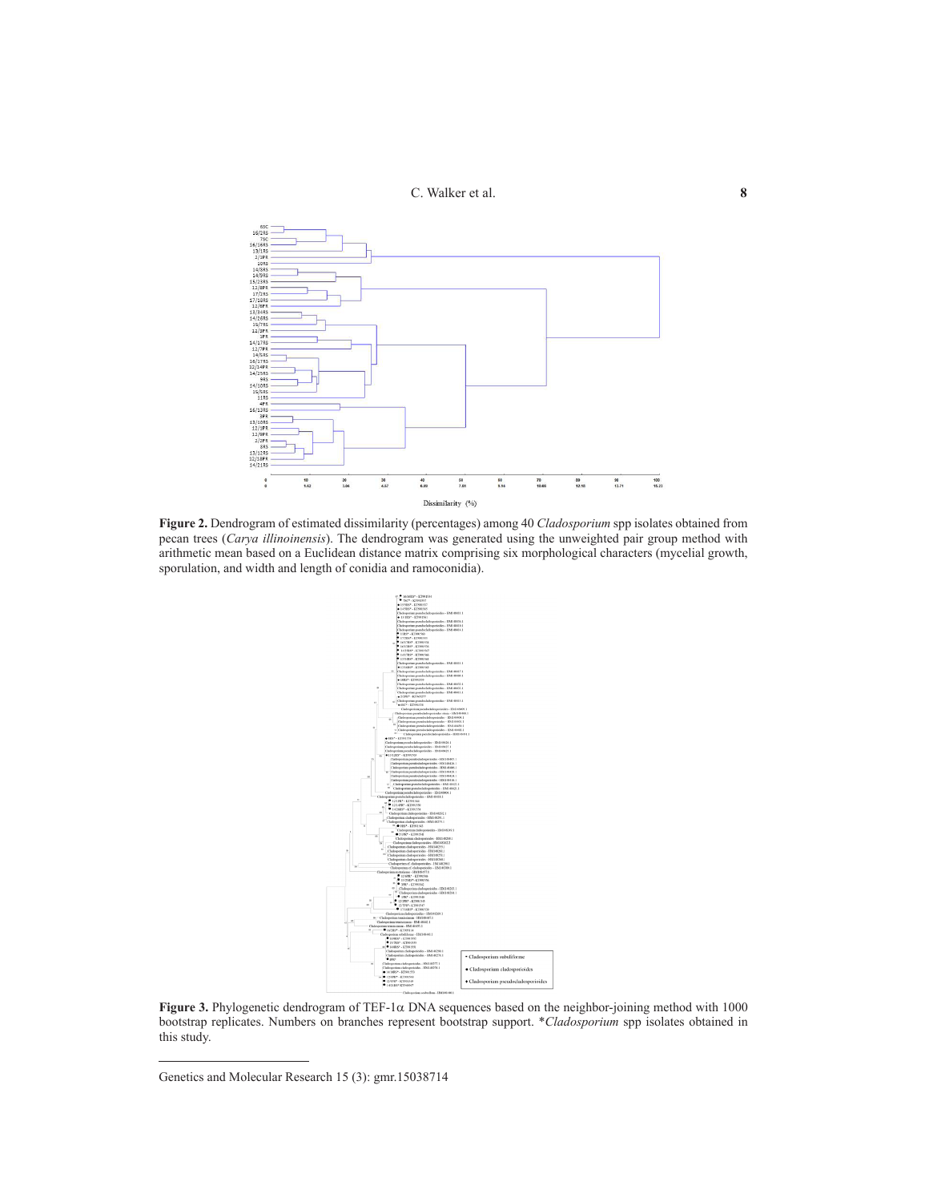**Figure 2.** Dendrogram of estimated dissimilarity (percentages) among 40 *Cladosporium* spp isolates obtained from pecan trees (*Carya illinoinensis*). The dendrogram was generated using the unweighted pair group method with arithmetic mean based on a Euclidean distance matrix comprising six morphological characters (mycelial growth, sporulation, and width and length of conidia and ramoconidia).

**Figure 3.** Phylogenetic dendrogram of TEF-1α DNA sequences based on the neighbor-joining method with 1000 bootstrap replicates. Numbers on branches represent bootstrap support. **Cladosporium* spp isolates obtained in this study.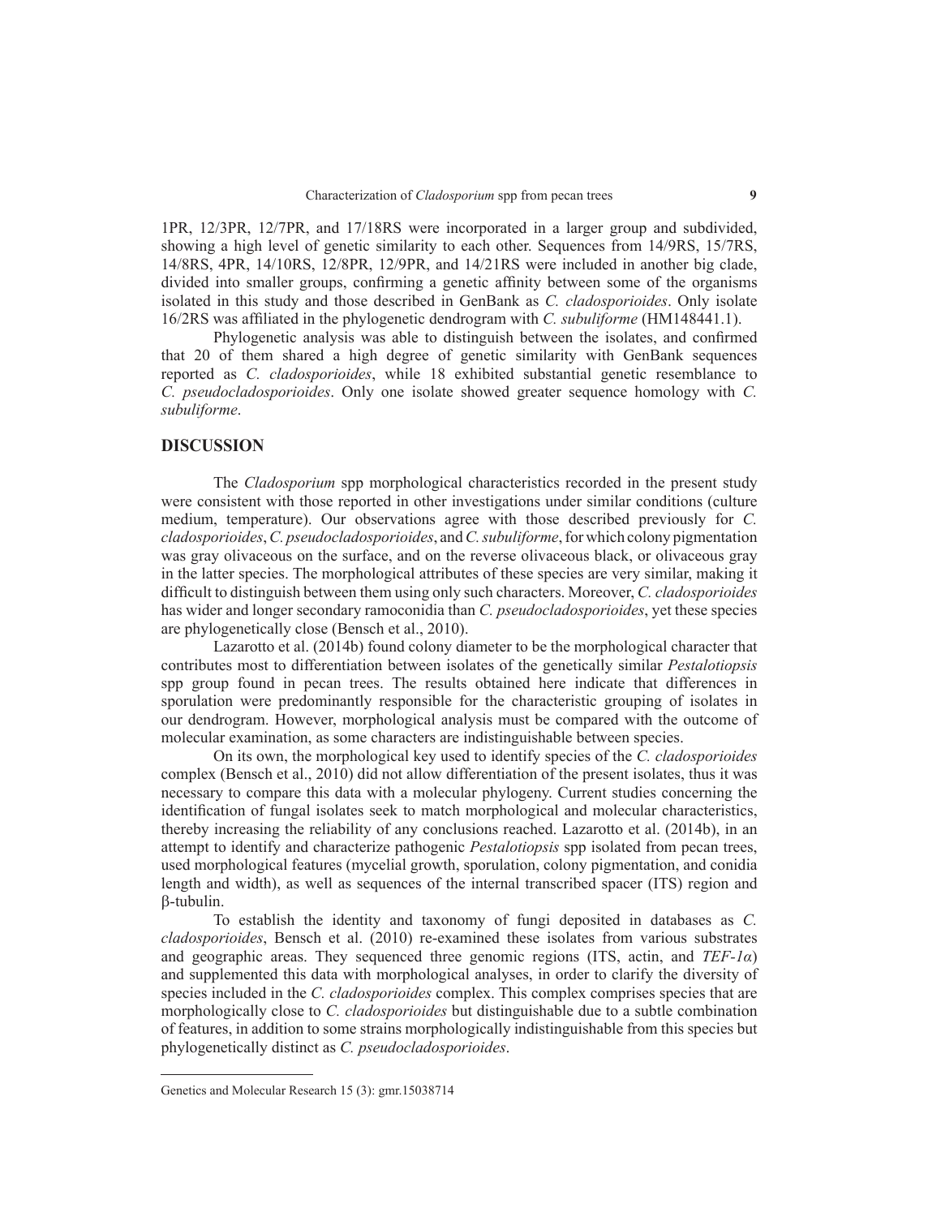1PR, 12/3PR, 12/7PR, and 17/18RS were incorporated in a larger group and subdivided, showing a high level of genetic similarity to each other. Sequences from 14/9RS, 15/7RS, 14/8RS, 4PR, 14/10RS, 12/8PR, 12/9PR, and 14/21RS were included in another big clade, divided into smaller groups, confirming a genetic affinity between some of the organisms isolated in this study and those described in GenBank as *C. cladosporioides*. Only isolate 16/2RS was affiliated in the phylogenetic dendrogram with *C. subuliforme* (HM148441.1).

Phylogenetic analysis was able to distinguish between the isolates, and confirmed that 20 of them shared a high degree of genetic similarity with GenBank sequences reported as *C. cladosporioides*, while 18 exhibited substantial genetic resemblance to *C. pseudocladosporioides*. Only one isolate showed greater sequence homology with *C. subuliforme*.

## DISCUSSION

The *Cladosporium* spp morphological characteristics recorded in the present study were consistent with those reported in other investigations under similar conditions (culture medium, temperature). Our observations agree with those described previously for *C. cladosporioides*, *C. pseudocladosporioides*, and *C. subuliforme*, for which colony pigmentation was gray olivaceous on the surface, and on the reverse olivaceous black, or olivaceous gray in the latter species. The morphological attributes of these species are very similar, making it difficult to distinguish between them using only such characters. Moreover, *C. cladosporioides* has wider and longer secondary ramoconidia than *C. pseudocladosporioides*, yet these species are phylogenetically close (Bensch et al., 2010).

Lazarotto et al. (2014b) found colony diameter to be the morphological character that contributes most to differentiation between isolates of the genetically similar *Pestalotiopsis* spp group found in pecan trees. The results obtained here indicate that differences in sporulation were predominantly responsible for the characteristic grouping of isolates in our dendrogram. However, morphological analysis must be compared with the outcome of molecular examination, as some characters are indistinguishable between species.

On its own, the morphological key used to identify species of the *C. cladosporioides* complex (Bensch et al., 2010) did not allow differentiation of the present isolates, thus it was necessary to compare this data with a molecular phylogeny. Current studies concerning the identification of fungal isolates seek to match morphological and molecular characteristics, thereby increasing the reliability of any conclusions reached. Lazarotto et al. (2014b), in an attempt to identify and characterize pathogenic *Pestalotiopsis* spp isolated from pecan trees, used morphological features (mycelial growth, sporulation, colony pigmentation, and conidia length and width), as well as sequences of the internal transcribed spacer (ITS) region and β-tubulin.

To establish the identity and taxonomy of fungi deposited in databases as *C. cladosporioides*, Bensch et al. (2010) re-examined these isolates from various substrates and geographic areas. They sequenced three genomic regions (ITS, actin, and *TEF-1α*) and supplemented this data with morphological analyses, in order to clarify the diversity of species included in the *C. cladosporioides* complex. This complex comprises species that are morphologically close to *C. cladosporioides* but distinguishable due to a subtle combination of features, in addition to some strains morphologically indistinguishable from this species but phylogenetically distinct as *C. pseudocladosporioides*.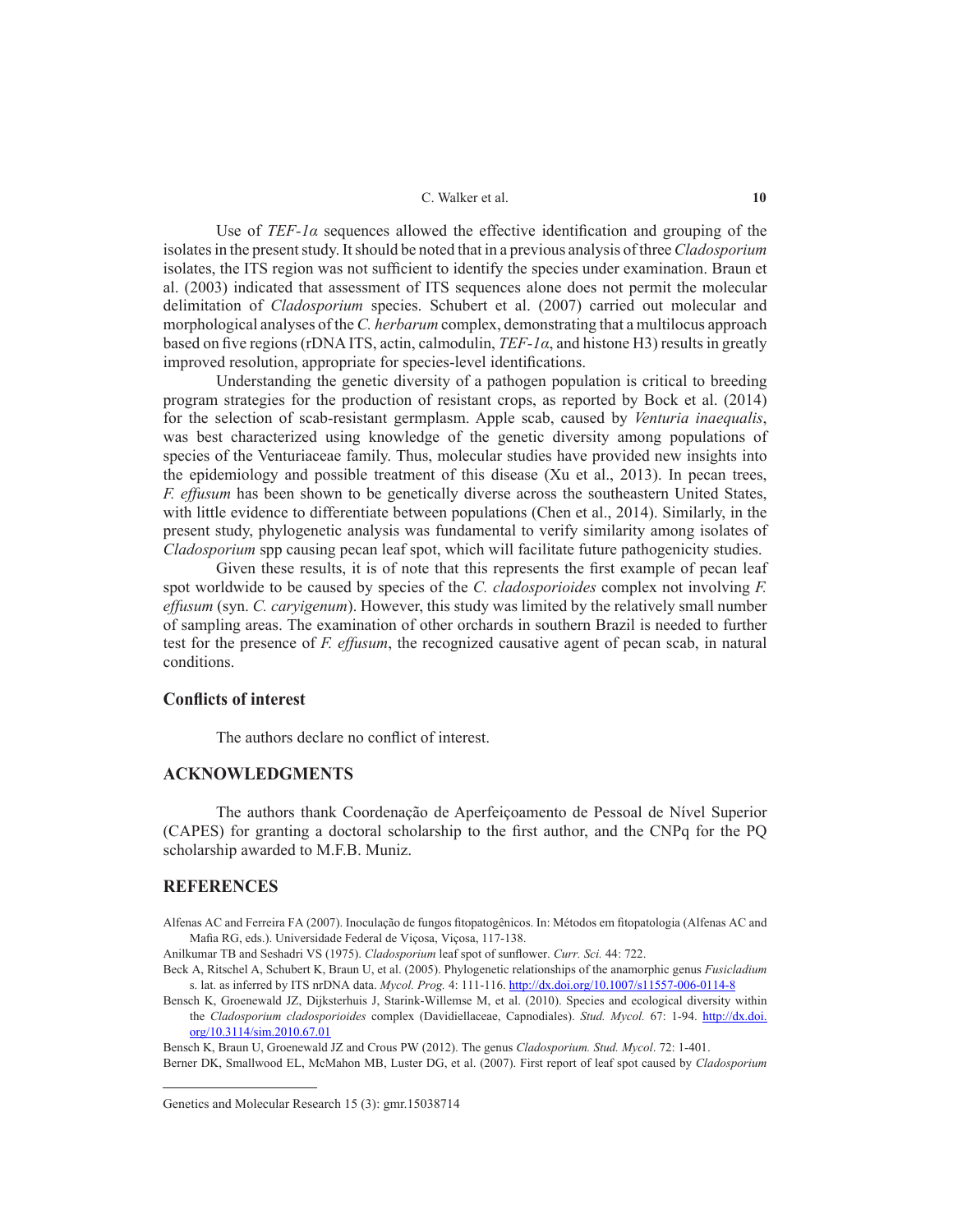Use of *TEF-1α* sequences allowed the effective identification and grouping of the isolates in the present study. It should be noted that in a previous analysis of three *Cladosporium* isolates, the ITS region was not sufficient to identify the species under examination. Braun et al. (2003) indicated that assessment of ITS sequences alone does not permit the molecular delimitation of *Cladosporium* species. Schubert et al. (2007) carried out molecular and morphological analyses of the *C. herbarum* complex, demonstrating that a multilocus approach based on five regions (rDNA ITS, actin, calmodulin, *TEF-1α*, and histone H3) results in greatly improved resolution, appropriate for species-level identifications.

Understanding the genetic diversity of a pathogen population is critical to breeding program strategies for the production of resistant crops, as reported by Bock et al. (2014) for the selection of scab-resistant germplasm. Apple scab, caused by *Venturia inaequalis*, was best characterized using knowledge of the genetic diversity among populations of species of the Venturiaceae family. Thus, molecular studies have provided new insights into the epidemiology and possible treatment of this disease (Xu et al., 2013). In pecan trees, *F. effusum* has been shown to be genetically diverse across the southeastern United States, with little evidence to differentiate between populations (Chen et al., 2014). Similarly, in the present study, phylogenetic analysis was fundamental to verify similarity among isolates of *Cladosporium* spp causing pecan leaf spot, which will facilitate future pathogenicity studies.

Given these results, it is of note that this represents the first example of pecan leaf spot worldwide to be caused by species of the *C. cladosporioides* complex not involving *F. effusum* (syn. *C. caryigenum*). However, this study was limited by the relatively small number of sampling areas. The examination of other orchards in southern Brazil is needed to further test for the presence of *F. effusum*, the recognized causative agent of pecan scab, in natural conditions.

## Conflicts of interest

The authors declare no conflict of interest.

## ACKNOWLEDGMENTS

The authors thank Coordenação de Aperfeiçoamento de Pessoal de Nível Superior (CAPES) for granting a doctoral scholarship to the first author, and the CNPq for the PQ scholarship awarded to M.F.B. Muniz.

## REFERENCES

Alfenas AC and Ferreira FA (2007). Inoculação de fungos fitopatogênicos. In: Métodos em fitopatologia (Alfenas AC and Mafia RG, eds.). Universidade Federal de Viçosa, Viçosa, 117-138.

Anilkumar TB and Seshadri VS (1975). *Cladosporium* leaf spot of sunflower. *Curr. Sci.* 44: 722.

Beck A, Ritschel A, Schubert K, Braun U, et al. (2005). Phylogenetic relationships of the anamorphic genus *Fusicladium* s. lat. as inferred by ITS nrDNA data. *Mycol. Prog.* 4: 111-116. http://dx.doi.org/10.1007/s11557-006-0114-8

Bensch K, Groenewald JZ, Dijksterhuis J, Starink-Willemse M, et al. (2010). Species and ecological diversity within the *Cladosporium cladosporioides* complex (Davidiellaceae, Capnodiales). *Stud. Mycol.* 67: 1-94. http://dx.doi.org/10.3114/sim.2010.67.01

Bensch K, Braun U, Groenewald JZ and Crous PW (2012). The genus *Cladosporium*. *Stud. Mycol*. 72: 1-401.

Berner DK, Smallwood EL, McMahon MB, Luster DG, et al. (2007). First report of leaf spot caused by *Cladosporium*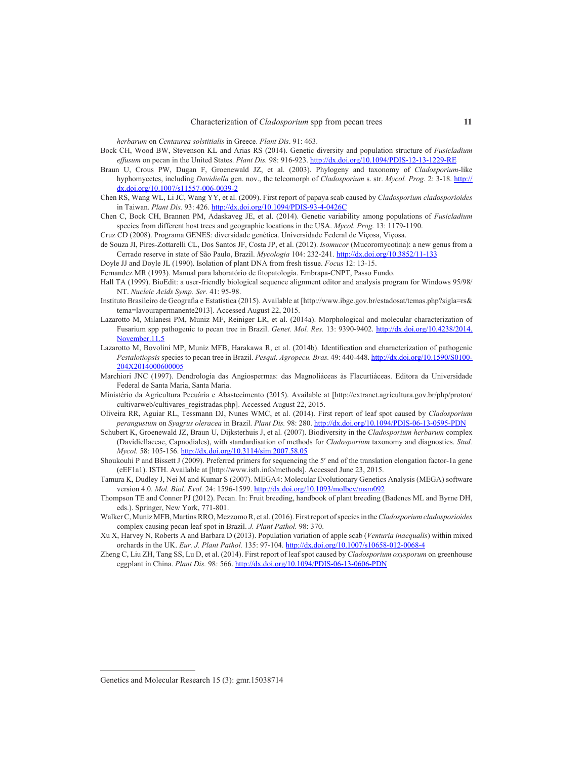*herbarum* on *Centaurea solstitialis* in Greece. *Plant Dis*. 91: 463.

Bock CH, Wood BW, Stevenson KL and Arias RS (2014). Genetic diversity and population structure of *Fusicladium effusum* on pecan in the United States. *Plant Dis.* 98: 916-923. http://dx.doi.org/10.1094/PDIS-12-13-1229-RE

Braun U, Crous PW, Dugan F, Groenewald JZ, et al. (2003). Phylogeny and taxonomy of *Cladosporium*-like hyphomycetes, including *Davidiella* gen. nov., the teleomorph of *Cladosporium* s. str. *Mycol. Prog.* 2: 3-18. http://dx.doi.org/10.1007/s11557-006-0039-2

Chen RS, Wang WL, Li JC, Wang YY, et al. (2009). First report of papaya scab caused by *Cladosporium cladosporioides* in Taiwan. *Plant Dis.* 93: 426. http://dx.doi.org/10.1094/PDIS-93-4-0426C

Chen C, Bock CH, Brannen PM, Adaskaveg JE, et al. (2014). Genetic variability among populations of *Fusicladium* species from different host trees and geographic locations in the USA. *Mycol. Prog.* 13: 1179-1190.

Cruz CD (2008). Programa GENES: diversidade genética. Universidade Federal de Viçosa, Viçosa.

de Souza JI, Pires-Zottarelli CL, Dos Santos JF, Costa JP, et al. (2012). *Isomucor* (Mucoromycotina): a new genus from a Cerrado reserve in state of São Paulo, Brazil. *Mycologia* 104: 232-241. http://dx.doi.org/10.3852/11-133

Doyle JJ and Doyle JL (1990). Isolation of plant DNA from fresh tissue. *Focus* 12: 13-15.

Fernandez MR (1993). Manual para laboratório de fitopatologia. Embrapa-CNPT, Passo Fundo.

Hall TA (1999). BioEdit: a user-friendly biological sequence alignment editor and analysis program for Windows 95/98/NT. *Nucleic Acids Symp. Ser.* 41: 95-98.

Instituto Brasileiro de Geografia e Estatística (2015). Available at [http://www.ibge.gov.br/estadosat/temas.php?sigla=rs&tema=lavourapermanente2013]. Accessed August 22, 2015.

Lazarotto M, Milanesi PM, Muniz MF, Reiniger LR, et al. (2014a). Morphological and molecular characterization of Fusarium spp pathogenic to pecan tree in Brazil. *Genet. Mol. Res.* 13: 9390-9402. http://dx.doi.org/10.4238/2014.November.11.5

Lazarotto M, Bovolini MP, Muniz MFB, Harakawa R, et al. (2014b). Identification and characterization of pathogenic *Pestalotiopsis* species to pecan tree in Brazil. *Pesqui. Agropecu. Bras.* 49: 440-448. http://dx.doi.org/10.1590/S0100-204X2014000600005

Marchiori JNC (1997). Dendrologia das Angiospermas: das Magnoliáceas às Flacurtiáceas. Editora da Universidade Federal de Santa Maria, Santa Maria.

Ministério da Agricultura Pecuária e Abastecimento (2015). Available at [http://extranet.agricultura.gov.br/php/proton/cultivarweb/cultivares_registradas.php]. Accessed August 22, 2015.

Oliveira RR, Aguiar RL, Tessmann DJ, Nunes WMC, et al. (2014). First report of leaf spot caused by *Cladosporium perangustum* on *Syagrus oleracea* in Brazil. *Plant Dis.* 98: 280. http://dx.doi.org/10.1094/PDIS-06-13-0595-PDN

Schubert K, Groenewald JZ, Braun U, Dijksterhuis J, et al. (2007). Biodiversity in the *Cladosporium herbarum* complex (Davidiellaceae, Capnodiales), with standardisation of methods for *Cladosporium* taxonomy and diagnostics. *Stud. Mycol.* 58: 105-156. http://dx.doi.org/10.3114/sim.2007.58.05

Shoukouhi P and Bissett J (2009). Preferred primers for sequencing the 5′ end of the translation elongation factor-1a gene (eEF1a1). ISTH. Available at [http://www.isth.info/methods]. Accessed June 23, 2015.

Tamura K, Dudley J, Nei M and Kumar S (2007). MEGA4: Molecular Evolutionary Genetics Analysis (MEGA) software version 4.0. *Mol. Biol. Evol.* 24: 1596-1599. http://dx.doi.org/10.1093/molbev/msm092

Thompson TE and Conner PJ (2012). Pecan. In: Fruit breeding, handbook of plant breeding (Badenes ML and Byrne DH, eds.). Springer, New York, 771-801.

Walker C, Muniz MFB, Martins RRO, Mezzomo R, et al. (2016). First report of species in the *Cladosporium cladosporioides* complex causing pecan leaf spot in Brazil. *J. Plant Pathol.* 98: 370.

Xu X, Harvey N, Roberts A and Barbara D (2013). Population variation of apple scab (*Venturia inaequalis*) within mixed orchards in the UK. *Eur. J. Plant Pathol.* 135: 97-104. http://dx.doi.org/10.1007/s10658-012-0068-4

Zheng C, Liu ZH, Tang SS, Lu D, et al. (2014). First report of leaf spot caused by *Cladosporium oxysporum* on greenhouse eggplant in China. *Plant Dis.* 98: 566. http://dx.doi.org/10.1094/PDIS-06-13-0606-PDN